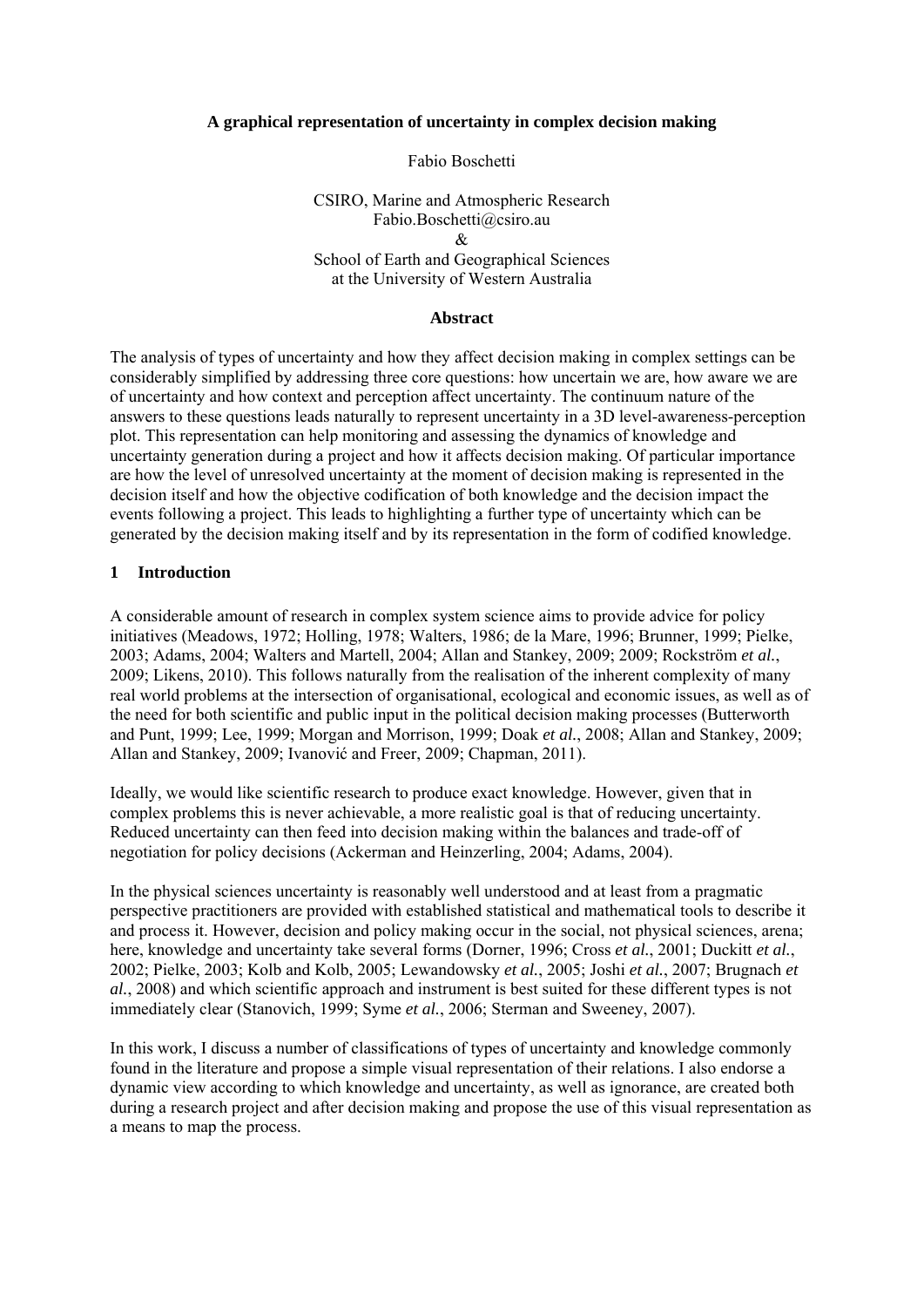# A graphical representation of uncertainty in complex decision making

Fabio Boschetti

CSIRO, Marine and Atmospheric Research
Fabio.Boschetti@csiro.au
&
School of Earth and Geographical Sciences
at the University of Western Australia

## Abstract

The analysis of types of uncertainty and how they affect decision making in complex settings can be considerably simplified by addressing three core questions: how uncertain we are, how aware we are of uncertainty and how context and perception affect uncertainty. The continuum nature of the answers to these questions leads naturally to represent uncertainty in a 3D level-awareness-perception plot. This representation can help monitoring and assessing the dynamics of knowledge and uncertainty generation during a project and how it affects decision making. Of particular importance are how the level of unresolved uncertainty at the moment of decision making is represented in the decision itself and how the objective codification of both knowledge and the decision impact the events following a project. This leads to highlighting a further type of uncertainty which can be generated by the decision making itself and by its representation in the form of codified knowledge.

## 1 Introduction

A considerable amount of research in complex system science aims to provide advice for policy initiatives (Meadows, 1972; Holling, 1978; Walters, 1986; de la Mare, 1996; Brunner, 1999; Pielke, 2003; Adams, 2004; Walters and Martell, 2004; Allan and Stankey, 2009; 2009; Rockström *et al.*, 2009; Likens, 2010). This follows naturally from the realisation of the inherent complexity of many real world problems at the intersection of organisational, ecological and economic issues, as well as of the need for both scientific and public input in the political decision making processes (Butterworth and Punt, 1999; Lee, 1999; Morgan and Morrison, 1999; Doak *et al.*, 2008; Allan and Stankey, 2009; Allan and Stankey, 2009; Ivanović and Freer, 2009; Chapman, 2011).

Ideally, we would like scientific research to produce exact knowledge. However, given that in complex problems this is never achievable, a more realistic goal is that of reducing uncertainty. Reduced uncertainty can then feed into decision making within the balances and trade-off of negotiation for policy decisions (Ackerman and Heinzerling, 2004; Adams, 2004).

In the physical sciences uncertainty is reasonably well understood and at least from a pragmatic perspective practitioners are provided with established statistical and mathematical tools to describe it and process it. However, decision and policy making occur in the social, not physical sciences, arena; here, knowledge and uncertainty take several forms (Dorner, 1996; Cross *et al.*, 2001; Duckitt *et al.*, 2002; Pielke, 2003; Kolb and Kolb, 2005; Lewandowsky *et al.*, 2005; Joshi *et al.*, 2007; Brugnach *et al.*, 2008) and which scientific approach and instrument is best suited for these different types is not immediately clear (Stanovich, 1999; Syme *et al.*, 2006; Sterman and Sweeney, 2007).

In this work, I discuss a number of classifications of types of uncertainty and knowledge commonly found in the literature and propose a simple visual representation of their relations. I also endorse a dynamic view according to which knowledge and uncertainty, as well as ignorance, are created both during a research project and after decision making and propose the use of this visual representation as a means to map the process.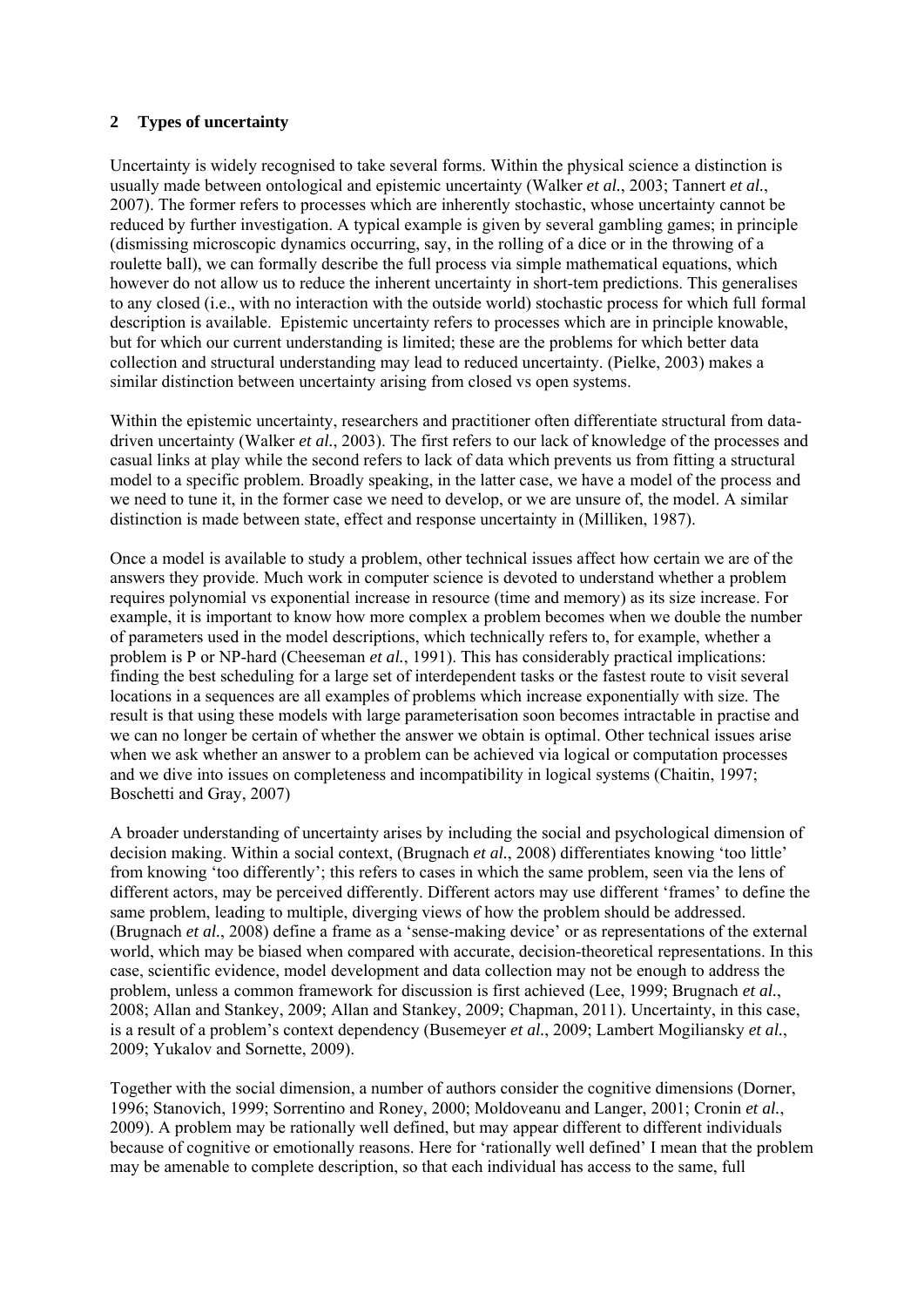## 2 Types of uncertainty

Uncertainty is widely recognised to take several forms. Within the physical science a distinction is usually made between ontological and epistemic uncertainty (Walker *et al.*, 2003; Tannert *et al.*, 2007). The former refers to processes which are inherently stochastic, whose uncertainty cannot be reduced by further investigation. A typical example is given by several gambling games; in principle (dismissing microscopic dynamics occurring, say, in the rolling of a dice or in the throwing of a roulette ball), we can formally describe the full process via simple mathematical equations, which however do not allow us to reduce the inherent uncertainty in short-tem predictions. This generalises to any closed (i.e., with no interaction with the outside world) stochastic process for which full formal description is available. Epistemic uncertainty refers to processes which are in principle knowable, but for which our current understanding is limited; these are the problems for which better data collection and structural understanding may lead to reduced uncertainty. (Pielke, 2003) makes a similar distinction between uncertainty arising from closed vs open systems.

Within the epistemic uncertainty, researchers and practitioner often differentiate structural from data-driven uncertainty (Walker *et al.*, 2003). The first refers to our lack of knowledge of the processes and casual links at play while the second refers to lack of data which prevents us from fitting a structural model to a specific problem. Broadly speaking, in the latter case, we have a model of the process and we need to tune it, in the former case we need to develop, or we are unsure of, the model. A similar distinction is made between state, effect and response uncertainty in (Milliken, 1987).

Once a model is available to study a problem, other technical issues affect how certain we are of the answers they provide. Much work in computer science is devoted to understand whether a problem requires polynomial vs exponential increase in resource (time and memory) as its size increase. For example, it is important to know how more complex a problem becomes when we double the number of parameters used in the model descriptions, which technically refers to, for example, whether a problem is P or NP-hard (Cheeseman *et al.*, 1991). This has considerably practical implications: finding the best scheduling for a large set of interdependent tasks or the fastest route to visit several locations in a sequences are all examples of problems which increase exponentially with size. The result is that using these models with large parameterisation soon becomes intractable in practise and we can no longer be certain of whether the answer we obtain is optimal. Other technical issues arise when we ask whether an answer to a problem can be achieved via logical or computation processes and we dive into issues on completeness and incompatibility in logical systems (Chaitin, 1997; Boschetti and Gray, 2007)

A broader understanding of uncertainty arises by including the social and psychological dimension of decision making. Within a social context, (Brugnach *et al.*, 2008) differentiates knowing 'too little' from knowing 'too differently'; this refers to cases in which the same problem, seen via the lens of different actors, may be perceived differently. Different actors may use different 'frames' to define the same problem, leading to multiple, diverging views of how the problem should be addressed. (Brugnach *et al.*, 2008) define a frame as a 'sense-making device' or as representations of the external world, which may be biased when compared with accurate, decision-theoretical representations. In this case, scientific evidence, model development and data collection may not be enough to address the problem, unless a common framework for discussion is first achieved (Lee, 1999; Brugnach *et al.*, 2008; Allan and Stankey, 2009; Allan and Stankey, 2009; Chapman, 2011). Uncertainty, in this case, is a result of a problem's context dependency (Busemeyer *et al.*, 2009; Lambert Mogiliansky *et al.*, 2009; Yukalov and Sornette, 2009).

Together with the social dimension, a number of authors consider the cognitive dimensions (Dorner, 1996; Stanovich, 1999; Sorrentino and Roney, 2000; Moldoveanu and Langer, 2001; Cronin *et al.*, 2009). A problem may be rationally well defined, but may appear different to different individuals because of cognitive or emotionally reasons. Here for 'rationally well defined' I mean that the problem may be amenable to complete description, so that each individual has access to the same, full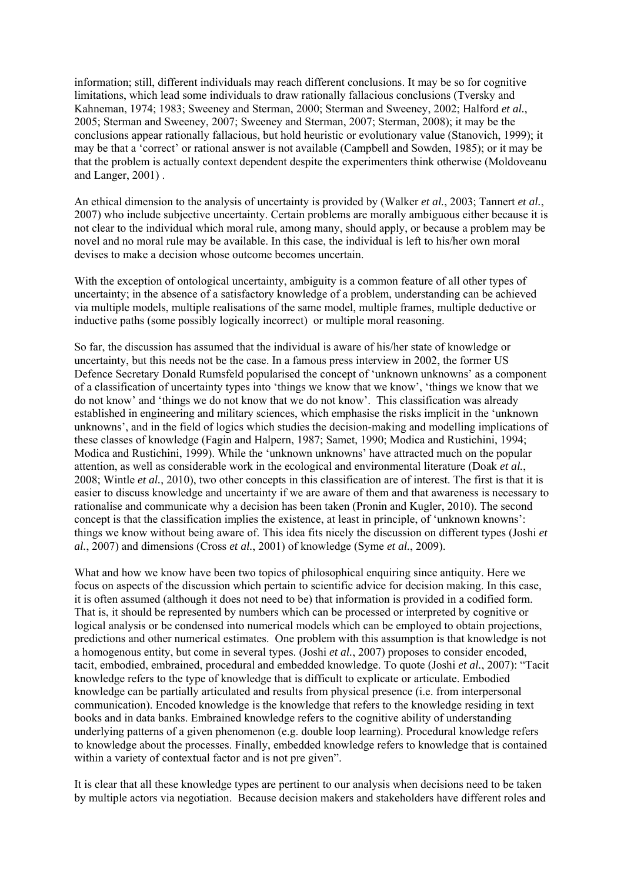information; still, different individuals may reach different conclusions. It may be so for cognitive limitations, which lead some individuals to draw rationally fallacious conclusions (Tversky and Kahneman, 1974; 1983; Sweeney and Sterman, 2000; Sterman and Sweeney, 2002; Halford *et al.*, 2005; Sterman and Sweeney, 2007; Sweeney and Sterman, 2007; Sterman, 2008); it may be the conclusions appear rationally fallacious, but hold heuristic or evolutionary value (Stanovich, 1999); it may be that a 'correct' or rational answer is not available (Campbell and Sowden, 1985); or it may be that the problem is actually context dependent despite the experimenters think otherwise (Moldoveanu and Langer, 2001) .

An ethical dimension to the analysis of uncertainty is provided by (Walker *et al.*, 2003; Tannert *et al.*, 2007) who include subjective uncertainty. Certain problems are morally ambiguous either because it is not clear to the individual which moral rule, among many, should apply, or because a problem may be novel and no moral rule may be available. In this case, the individual is left to his/her own moral devises to make a decision whose outcome becomes uncertain.

With the exception of ontological uncertainty, ambiguity is a common feature of all other types of uncertainty; in the absence of a satisfactory knowledge of a problem, understanding can be achieved via multiple models, multiple realisations of the same model, multiple frames, multiple deductive or inductive paths (some possibly logically incorrect) or multiple moral reasoning.

So far, the discussion has assumed that the individual is aware of his/her state of knowledge or uncertainty, but this needs not be the case. In a famous press interview in 2002, the former US Defence Secretary Donald Rumsfeld popularised the concept of 'unknown unknowns' as a component of a classification of uncertainty types into 'things we know that we know', 'things we know that we do not know' and 'things we do not know that we do not know'. This classification was already established in engineering and military sciences, which emphasise the risks implicit in the 'unknown unknowns', and in the field of logics which studies the decision-making and modelling implications of these classes of knowledge (Fagin and Halpern, 1987; Samet, 1990; Modica and Rustichini, 1994; Modica and Rustichini, 1999). While the 'unknown unknowns' have attracted much on the popular attention, as well as considerable work in the ecological and environmental literature (Doak *et al.*, 2008; Wintle *et al.*, 2010), two other concepts in this classification are of interest. The first is that it is easier to discuss knowledge and uncertainty if we are aware of them and that awareness is necessary to rationalise and communicate why a decision has been taken (Pronin and Kugler, 2010). The second concept is that the classification implies the existence, at least in principle, of 'unknown knowns': things we know without being aware of. This idea fits nicely the discussion on different types (Joshi *et al.*, 2007) and dimensions (Cross *et al.*, 2001) of knowledge (Syme *et al.*, 2009).

What and how we know have been two topics of philosophical enquiring since antiquity. Here we focus on aspects of the discussion which pertain to scientific advice for decision making. In this case, it is often assumed (although it does not need to be) that information is provided in a codified form. That is, it should be represented by numbers which can be processed or interpreted by cognitive or logical analysis or be condensed into numerical models which can be employed to obtain projections, predictions and other numerical estimates. One problem with this assumption is that knowledge is not a homogenous entity, but come in several types. (Joshi *et al.*, 2007) proposes to consider encoded, tacit, embodied, embrained, procedural and embedded knowledge. To quote (Joshi *et al.*, 2007): "Tacit knowledge refers to the type of knowledge that is difficult to explicate or articulate. Embodied knowledge can be partially articulated and results from physical presence (i.e. from interpersonal communication). Encoded knowledge is the knowledge that refers to the knowledge residing in text books and in data banks. Embrained knowledge refers to the cognitive ability of understanding underlying patterns of a given phenomenon (e.g. double loop learning). Procedural knowledge refers to knowledge about the processes. Finally, embedded knowledge refers to knowledge that is contained within a variety of contextual factor and is not pre given".

It is clear that all these knowledge types are pertinent to our analysis when decisions need to be taken by multiple actors via negotiation. Because decision makers and stakeholders have different roles and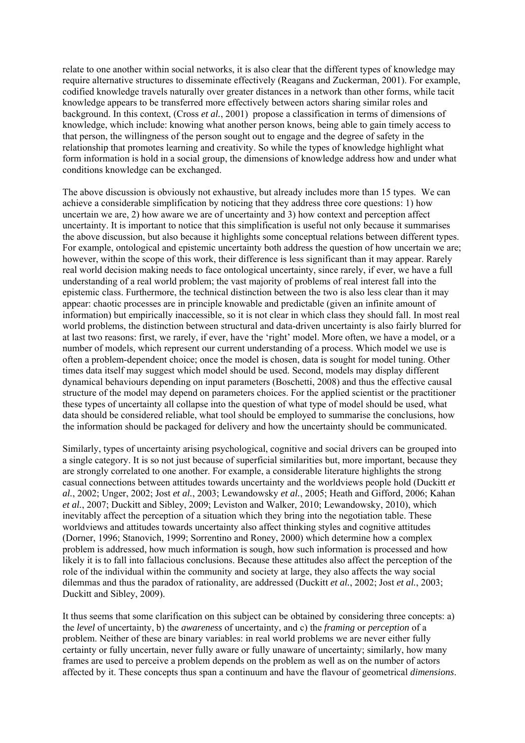relate to one another within social networks, it is also clear that the different types of knowledge may require alternative structures to disseminate effectively (Reagans and Zuckerman, 2001). For example, codified knowledge travels naturally over greater distances in a network than other forms, while tacit knowledge appears to be transferred more effectively between actors sharing similar roles and background. In this context, (Cross *et al.*, 2001) propose a classification in terms of dimensions of knowledge, which include: knowing what another person knows, being able to gain timely access to that person, the willingness of the person sought out to engage and the degree of safety in the relationship that promotes learning and creativity. So while the types of knowledge highlight what form information is hold in a social group, the dimensions of knowledge address how and under what conditions knowledge can be exchanged.

The above discussion is obviously not exhaustive, but already includes more than 15 types. We can achieve a considerable simplification by noticing that they address three core questions: 1) how uncertain we are, 2) how aware we are of uncertainty and 3) how context and perception affect uncertainty. It is important to notice that this simplification is useful not only because it summarises the above discussion, but also because it highlights some conceptual relations between different types. For example, ontological and epistemic uncertainty both address the question of how uncertain we are; however, within the scope of this work, their difference is less significant than it may appear. Rarely real world decision making needs to face ontological uncertainty, since rarely, if ever, we have a full understanding of a real world problem; the vast majority of problems of real interest fall into the epistemic class. Furthermore, the technical distinction between the two is also less clear than it may appear: chaotic processes are in principle knowable and predictable (given an infinite amount of information) but empirically inaccessible, so it is not clear in which class they should fall. In most real world problems, the distinction between structural and data-driven uncertainty is also fairly blurred for at last two reasons: first, we rarely, if ever, have the 'right' model. More often, we have a model, or a number of models, which represent our current understanding of a process. Which model we use is often a problem-dependent choice; once the model is chosen, data is sought for model tuning. Other times data itself may suggest which model should be used. Second, models may display different dynamical behaviours depending on input parameters (Boschetti, 2008) and thus the effective causal structure of the model may depend on parameters choices. For the applied scientist or the practitioner these types of uncertainty all collapse into the question of what type of model should be used, what data should be considered reliable, what tool should be employed to summarise the conclusions, how the information should be packaged for delivery and how the uncertainty should be communicated.

Similarly, types of uncertainty arising psychological, cognitive and social drivers can be grouped into a single category. It is so not just because of superficial similarities but, more important, because they are strongly correlated to one another. For example, a considerable literature highlights the strong casual connections between attitudes towards uncertainty and the worldviews people hold (Duckitt *et al.*, 2002; Unger, 2002; Jost *et al.*, 2003; Lewandowsky *et al.*, 2005; Heath and Gifford, 2006; Kahan *et al.*, 2007; Duckitt and Sibley, 2009; Leviston and Walker, 2010; Lewandowsky, 2010), which inevitably affect the perception of a situation which they bring into the negotiation table. These worldviews and attitudes towards uncertainty also affect thinking styles and cognitive attitudes (Dorner, 1996; Stanovich, 1999; Sorrentino and Roney, 2000) which determine how a complex problem is addressed, how much information is sough, how such information is processed and how likely it is to fall into fallacious conclusions. Because these attitudes also affect the perception of the role of the individual within the community and society at large, they also affects the way social dilemmas and thus the paradox of rationality, are addressed (Duckitt *et al.*, 2002; Jost *et al.*, 2003; Duckitt and Sibley, 2009).

It thus seems that some clarification on this subject can be obtained by considering three concepts: a) the *level* of uncertainty, b) the *awareness* of uncertainty, and c) the *framing* or *perception* of a problem. Neither of these are binary variables: in real world problems we are never either fully certainty or fully uncertain, never fully aware or fully unaware of uncertainty; similarly, how many frames are used to perceive a problem depends on the problem as well as on the number of actors affected by it. These concepts thus span a continuum and have the flavour of geometrical *dimensions*.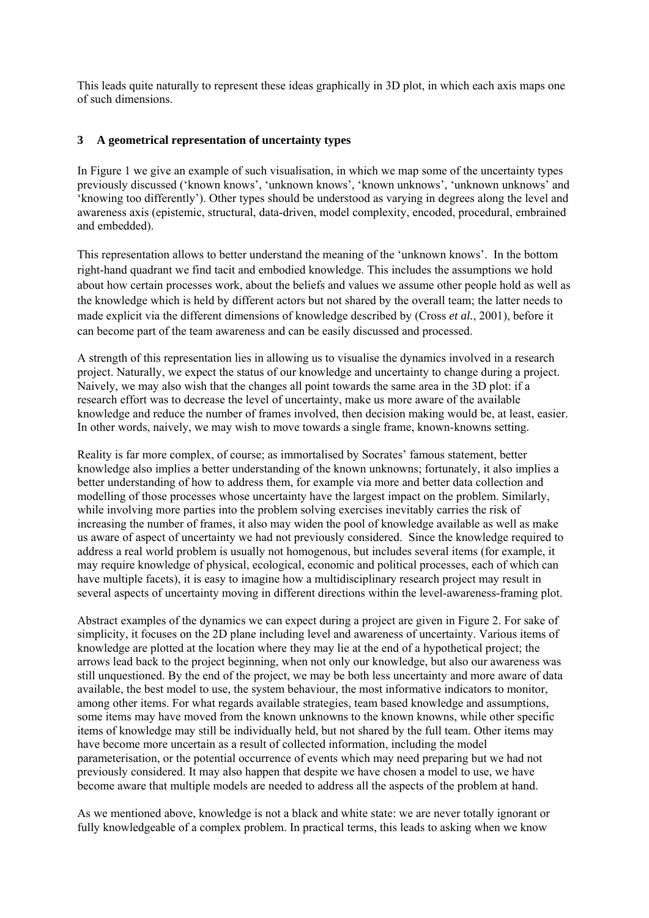This leads quite naturally to represent these ideas graphically in 3D plot, in which each axis maps one of such dimensions.

## 3 A geometrical representation of uncertainty types

In Figure 1 we give an example of such visualisation, in which we map some of the uncertainty types previously discussed ('known knows', 'unknown knows', 'known unknows', 'unknown unknows' and 'knowing too differently'). Other types should be understood as varying in degrees along the level and awareness axis (epistemic, structural, data-driven, model complexity, encoded, procedural, embrained and embedded).

This representation allows to better understand the meaning of the 'unknown knows'. In the bottom right-hand quadrant we find tacit and embodied knowledge. This includes the assumptions we hold about how certain processes work, about the beliefs and values we assume other people hold as well as the knowledge which is held by different actors but not shared by the overall team; the latter needs to made explicit via the different dimensions of knowledge described by (Cross *et al.*, 2001), before it can become part of the team awareness and can be easily discussed and processed.

A strength of this representation lies in allowing us to visualise the dynamics involved in a research project. Naturally, we expect the status of our knowledge and uncertainty to change during a project. Naively, we may also wish that the changes all point towards the same area in the 3D plot: if a research effort was to decrease the level of uncertainty, make us more aware of the available knowledge and reduce the number of frames involved, then decision making would be, at least, easier. In other words, naively, we may wish to move towards a single frame, known-knowns setting.

Reality is far more complex, of course; as immortalised by Socrates' famous statement, better knowledge also implies a better understanding of the known unknowns; fortunately, it also implies a better understanding of how to address them, for example via more and better data collection and modelling of those processes whose uncertainty have the largest impact on the problem. Similarly, while involving more parties into the problem solving exercises inevitably carries the risk of increasing the number of frames, it also may widen the pool of knowledge available as well as make us aware of aspect of uncertainty we had not previously considered. Since the knowledge required to address a real world problem is usually not homogenous, but includes several items (for example, it may require knowledge of physical, ecological, economic and political processes, each of which can have multiple facets), it is easy to imagine how a multidisciplinary research project may result in several aspects of uncertainty moving in different directions within the level-awareness-framing plot.

Abstract examples of the dynamics we can expect during a project are given in Figure 2. For sake of simplicity, it focuses on the 2D plane including level and awareness of uncertainty. Various items of knowledge are plotted at the location where they may lie at the end of a hypothetical project; the arrows lead back to the project beginning, when not only our knowledge, but also our awareness was still unquestioned. By the end of the project, we may be both less uncertainty and more aware of data available, the best model to use, the system behaviour, the most informative indicators to monitor, among other items. For what regards available strategies, team based knowledge and assumptions, some items may have moved from the known unknowns to the known knowns, while other specific items of knowledge may still be individually held, but not shared by the full team. Other items may have become more uncertain as a result of collected information, including the model parameterisation, or the potential occurrence of events which may need preparing but we had not previously considered. It may also happen that despite we have chosen a model to use, we have become aware that multiple models are needed to address all the aspects of the problem at hand.

As we mentioned above, knowledge is not a black and white state: we are never totally ignorant or fully knowledgeable of a complex problem. In practical terms, this leads to asking when we know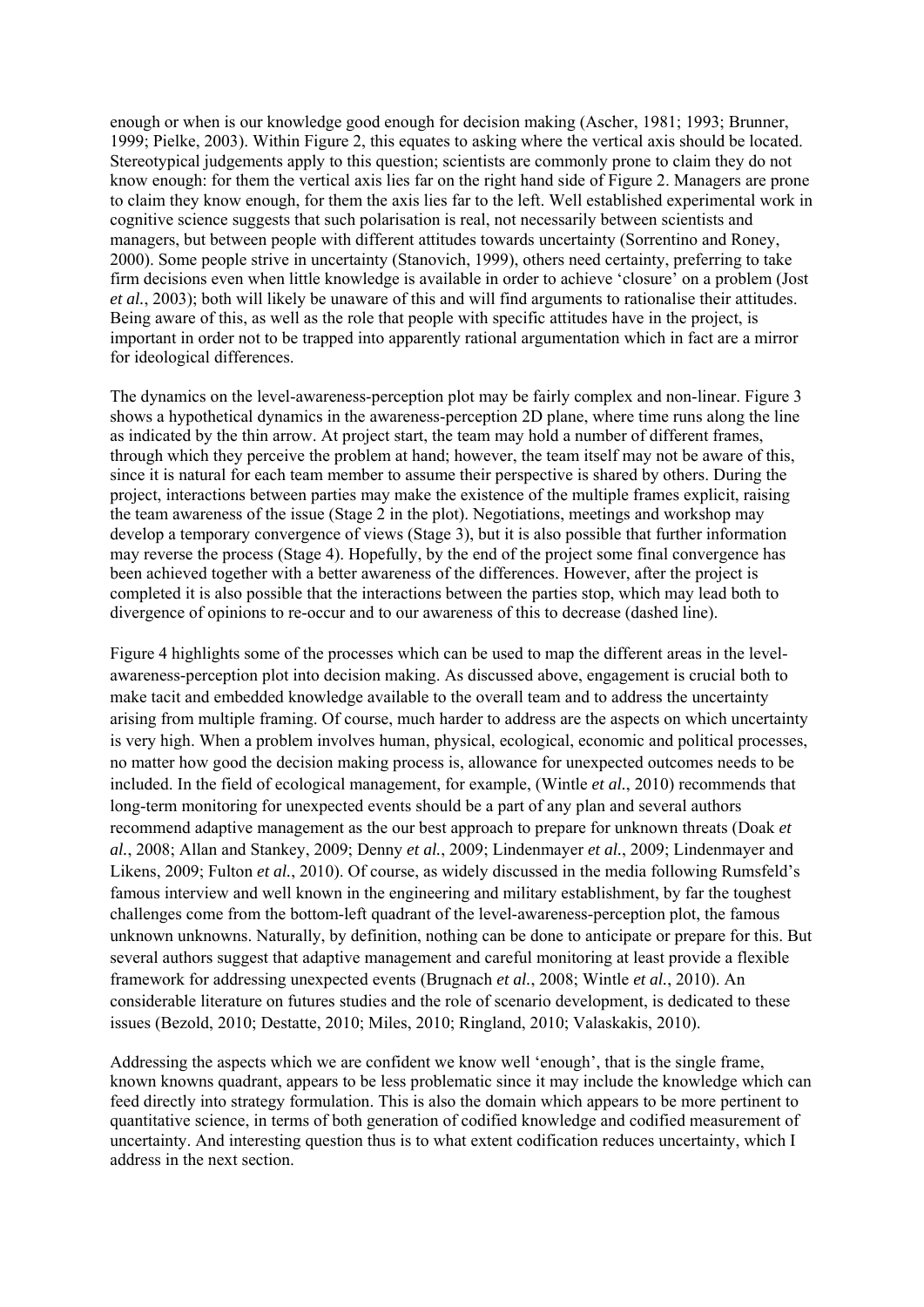enough or when is our knowledge good enough for decision making (Ascher, 1981; 1993; Brunner, 1999; Pielke, 2003). Within Figure 2, this equates to asking where the vertical axis should be located. Stereotypical judgements apply to this question; scientists are commonly prone to claim they do not know enough: for them the vertical axis lies far on the right hand side of Figure 2. Managers are prone to claim they know enough, for them the axis lies far to the left. Well established experimental work in cognitive science suggests that such polarisation is real, not necessarily between scientists and managers, but between people with different attitudes towards uncertainty (Sorrentino and Roney, 2000). Some people strive in uncertainty (Stanovich, 1999), others need certainty, preferring to take firm decisions even when little knowledge is available in order to achieve 'closure' on a problem (Jost *et al.*, 2003); both will likely be unaware of this and will find arguments to rationalise their attitudes. Being aware of this, as well as the role that people with specific attitudes have in the project, is important in order not to be trapped into apparently rational argumentation which in fact are a mirror for ideological differences.

The dynamics on the level-awareness-perception plot may be fairly complex and non-linear. Figure 3 shows a hypothetical dynamics in the awareness-perception 2D plane, where time runs along the line as indicated by the thin arrow. At project start, the team may hold a number of different frames, through which they perceive the problem at hand; however, the team itself may not be aware of this, since it is natural for each team member to assume their perspective is shared by others. During the project, interactions between parties may make the existence of the multiple frames explicit, raising the team awareness of the issue (Stage 2 in the plot). Negotiations, meetings and workshop may develop a temporary convergence of views (Stage 3), but it is also possible that further information may reverse the process (Stage 4). Hopefully, by the end of the project some final convergence has been achieved together with a better awareness of the differences. However, after the project is completed it is also possible that the interactions between the parties stop, which may lead both to divergence of opinions to re-occur and to our awareness of this to decrease (dashed line).

Figure 4 highlights some of the processes which can be used to map the different areas in the level-awareness-perception plot into decision making. As discussed above, engagement is crucial both to make tacit and embedded knowledge available to the overall team and to address the uncertainty arising from multiple framing. Of course, much harder to address are the aspects on which uncertainty is very high. When a problem involves human, physical, ecological, economic and political processes, no matter how good the decision making process is, allowance for unexpected outcomes needs to be included. In the field of ecological management, for example, (Wintle *et al.*, 2010) recommends that long-term monitoring for unexpected events should be a part of any plan and several authors recommend adaptive management as the our best approach to prepare for unknown threats (Doak *et al.*, 2008; Allan and Stankey, 2009; Denny *et al.*, 2009; Lindenmayer *et al.*, 2009; Lindenmayer and Likens, 2009; Fulton *et al.*, 2010). Of course, as widely discussed in the media following Rumsfeld's famous interview and well known in the engineering and military establishment, by far the toughest challenges come from the bottom-left quadrant of the level-awareness-perception plot, the famous unknown unknowns. Naturally, by definition, nothing can be done to anticipate or prepare for this. But several authors suggest that adaptive management and careful monitoring at least provide a flexible framework for addressing unexpected events (Brugnach *et al.*, 2008; Wintle *et al.*, 2010). An considerable literature on futures studies and the role of scenario development, is dedicated to these issues (Bezold, 2010; Destatte, 2010; Miles, 2010; Ringland, 2010; Valaskakis, 2010).

Addressing the aspects which we are confident we know well 'enough', that is the single frame, known knowns quadrant, appears to be less problematic since it may include the knowledge which can feed directly into strategy formulation. This is also the domain which appears to be more pertinent to quantitative science, in terms of both generation of codified knowledge and codified measurement of uncertainty. And interesting question thus is to what extent codification reduces uncertainty, which I address in the next section.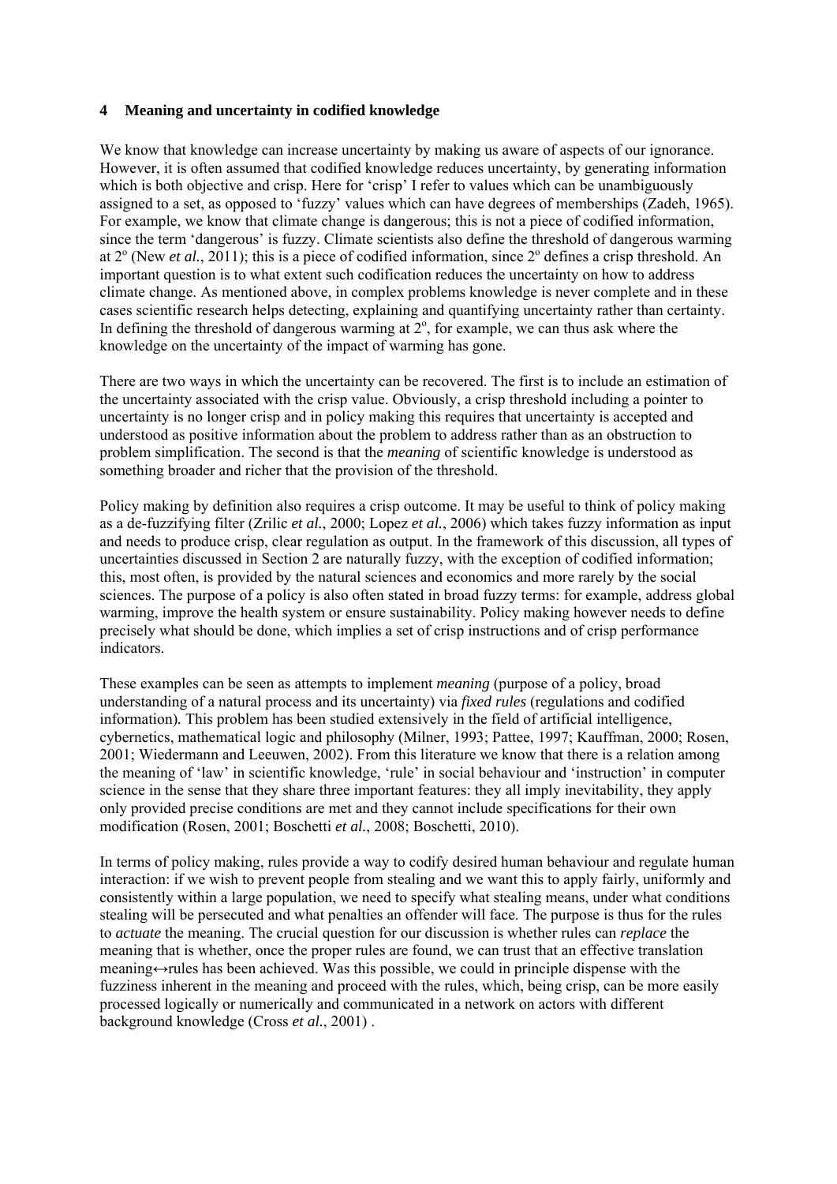## 4 Meaning and uncertainty in codified knowledge

We know that knowledge can increase uncertainty by making us aware of aspects of our ignorance. However, it is often assumed that codified knowledge reduces uncertainty, by generating information which is both objective and crisp. Here for 'crisp' I refer to values which can be unambiguously assigned to a set, as opposed to 'fuzzy' values which can have degrees of memberships (Zadeh, 1965). For example, we know that climate change is dangerous; this is not a piece of codified information, since the term 'dangerous' is fuzzy. Climate scientists also define the threshold of dangerous warming at $2^o$ (New *et al.*, 2011); this is a piece of codified information, since $2^o$ defines a crisp threshold. An important question is to what extent such codification reduces the uncertainty on how to address climate change. As mentioned above, in complex problems knowledge is never complete and in these cases scientific research helps detecting, explaining and quantifying uncertainty rather than certainty. In defining the threshold of dangerous warming at $2^o$, for example, we can thus ask where the knowledge on the uncertainty of the impact of warming has gone.

There are two ways in which the uncertainty can be recovered. The first is to include an estimation of the uncertainty associated with the crisp value. Obviously, a crisp threshold including a pointer to uncertainty is no longer crisp and in policy making this requires that uncertainty is accepted and understood as positive information about the problem to address rather than as an obstruction to problem simplification. The second is that the *meaning* of scientific knowledge is understood as something broader and richer that the provision of the threshold.

Policy making by definition also requires a crisp outcome. It may be useful to think of policy making as a de-fuzzifying filter (Zrilic *et al.*, 2000; Lopez *et al.*, 2006) which takes fuzzy information as input and needs to produce crisp, clear regulation as output. In the framework of this discussion, all types of uncertainties discussed in Section 2 are naturally fuzzy, with the exception of codified information; this, most often, is provided by the natural sciences and economics and more rarely by the social sciences. The purpose of a policy is also often stated in broad fuzzy terms: for example, address global warming, improve the health system or ensure sustainability. Policy making however needs to define precisely what should be done, which implies a set of crisp instructions and of crisp performance indicators.

These examples can be seen as attempts to implement *meaning* (purpose of a policy, broad understanding of a natural process and its uncertainty) via *fixed rules* (regulations and codified information). This problem has been studied extensively in the field of artificial intelligence, cybernetics, mathematical logic and philosophy (Milner, 1993; Pattee, 1997; Kauffman, 2000; Rosen, 2001; Wiedermann and Leeuwen, 2002). From this literature we know that there is a relation among the meaning of 'law' in scientific knowledge, 'rule' in social behaviour and 'instruction' in computer science in the sense that they share three important features: they all imply inevitability, they apply only provided precise conditions are met and they cannot include specifications for their own modification (Rosen, 2001; Boschetti *et al.*, 2008; Boschetti, 2010).

In terms of policy making, rules provide a way to codify desired human behaviour and regulate human interaction: if we wish to prevent people from stealing and we want this to apply fairly, uniformly and consistently within a large population, we need to specify what stealing means, under what conditions stealing will be persecuted and what penalties an offender will face. The purpose is thus for the rules to *actuate* the meaning. The crucial question for our discussion is whether rules can *replace* the meaning that is whether, once the proper rules are found, we can trust that an effective translation meaning↔rules has been achieved. Was this possible, we could in principle dispense with the fuzziness inherent in the meaning and proceed with the rules, which, being crisp, can be more easily processed logically or numerically and communicated in a network on actors with different background knowledge (Cross *et al.*, 2001) .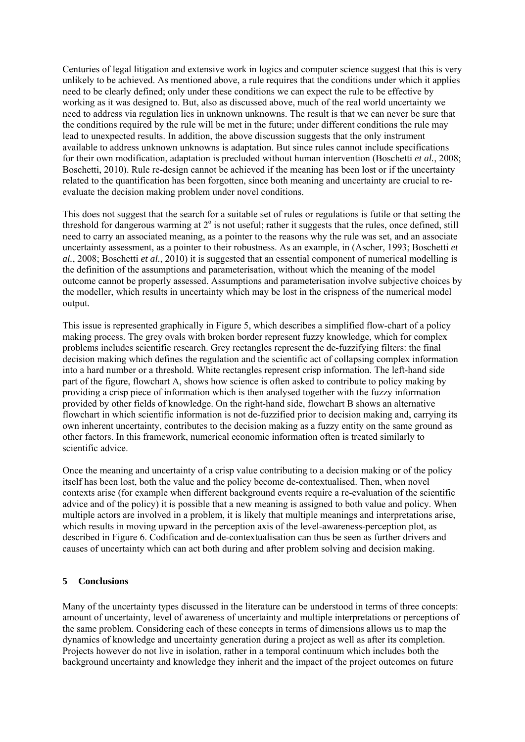Centuries of legal litigation and extensive work in logics and computer science suggest that this is very unlikely to be achieved. As mentioned above, a rule requires that the conditions under which it applies need to be clearly defined; only under these conditions we can expect the rule to be effective by working as it was designed to. But, also as discussed above, much of the real world uncertainty we need to address via regulation lies in unknown unknowns. The result is that we can never be sure that the conditions required by the rule will be met in the future; under different conditions the rule may lead to unexpected results. In addition, the above discussion suggests that the only instrument available to address unknown unknowns is adaptation. But since rules cannot include specifications for their own modification, adaptation is precluded without human intervention (Boschetti *et al.*, 2008; Boschetti, 2010). Rule re-design cannot be achieved if the meaning has been lost or if the uncertainty related to the quantification has been forgotten, since both meaning and uncertainty are crucial to re-evaluate the decision making problem under novel conditions.

This does not suggest that the search for a suitable set of rules or regulations is futile or that setting the threshold for dangerous warming at $2^{o}$ is not useful; rather it suggests that the rules, once defined, still need to carry an associated meaning, as a pointer to the reasons why the rule was set, and an associate uncertainty assessment, as a pointer to their robustness. As an example, in (Ascher, 1993; Boschetti *et al.*, 2008; Boschetti *et al.*, 2010) it is suggested that an essential component of numerical modelling is the definition of the assumptions and parameterisation, without which the meaning of the model outcome cannot be properly assessed. Assumptions and parameterisation involve subjective choices by the modeller, which results in uncertainty which may be lost in the crispness of the numerical model output.

This issue is represented graphically in Figure 5, which describes a simplified flow-chart of a policy making process. The grey ovals with broken border represent fuzzy knowledge, which for complex problems includes scientific research. Grey rectangles represent the de-fuzzifying filters: the final decision making which defines the regulation and the scientific act of collapsing complex information into a hard number or a threshold. White rectangles represent crisp information. The left-hand side part of the figure, flowchart A, shows how science is often asked to contribute to policy making by providing a crisp piece of information which is then analysed together with the fuzzy information provided by other fields of knowledge. On the right-hand side, flowchart B shows an alternative flowchart in which scientific information is not de-fuzzified prior to decision making and, carrying its own inherent uncertainty, contributes to the decision making as a fuzzy entity on the same ground as other factors. In this framework, numerical economic information often is treated similarly to scientific advice.

Once the meaning and uncertainty of a crisp value contributing to a decision making or of the policy itself has been lost, both the value and the policy become de-contextualised. Then, when novel contexts arise (for example when different background events require a re-evaluation of the scientific advice and of the policy) it is possible that a new meaning is assigned to both value and policy. When multiple actors are involved in a problem, it is likely that multiple meanings and interpretations arise, which results in moving upward in the perception axis of the level-awareness-perception plot, as described in Figure 6. Codification and de-contextualisation can thus be seen as further drivers and causes of uncertainty which can act both during and after problem solving and decision making.

## 5 Conclusions

Many of the uncertainty types discussed in the literature can be understood in terms of three concepts: amount of uncertainty, level of awareness of uncertainty and multiple interpretations or perceptions of the same problem. Considering each of these concepts in terms of dimensions allows us to map the dynamics of knowledge and uncertainty generation during a project as well as after its completion. Projects however do not live in isolation, rather in a temporal continuum which includes both the background uncertainty and knowledge they inherit and the impact of the project outcomes on future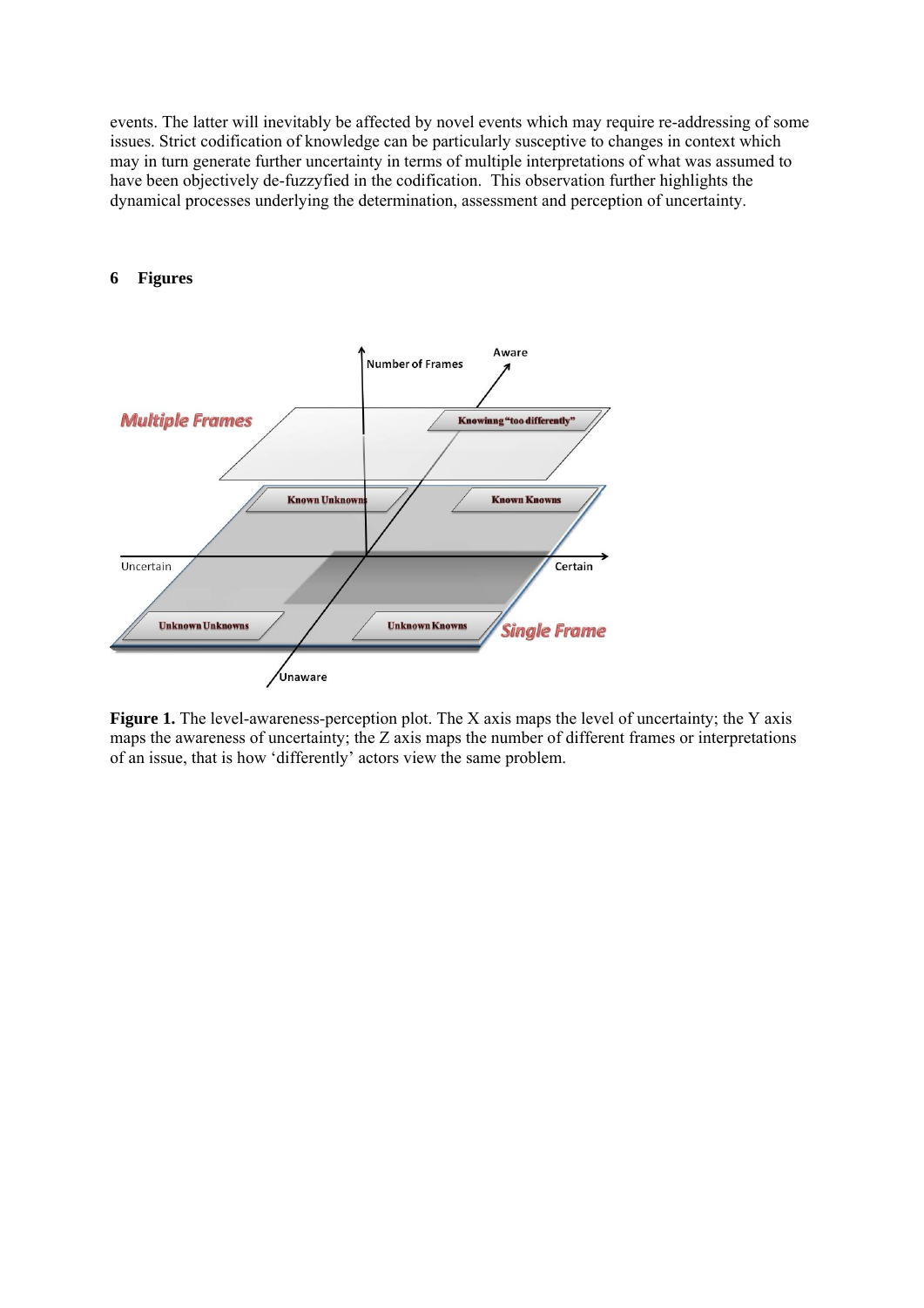events. The latter will inevitably be affected by novel events which may require re-addressing of some issues. Strict codification of knowledge can be particularly susceptive to changes in context which may in turn generate further uncertainty in terms of multiple interpretations of what was assumed to have been objectively de-fuzzyfied in the codification. This observation further highlights the dynamical processes underlying the determination, assessment and perception of uncertainty.

## 6 Figures

**Figure 1.** The level-awareness-perception plot. The X axis maps the level of uncertainty; the Y axis maps the awareness of uncertainty; the Z axis maps the number of different frames or interpretations of an issue, that is how 'differently' actors view the same problem.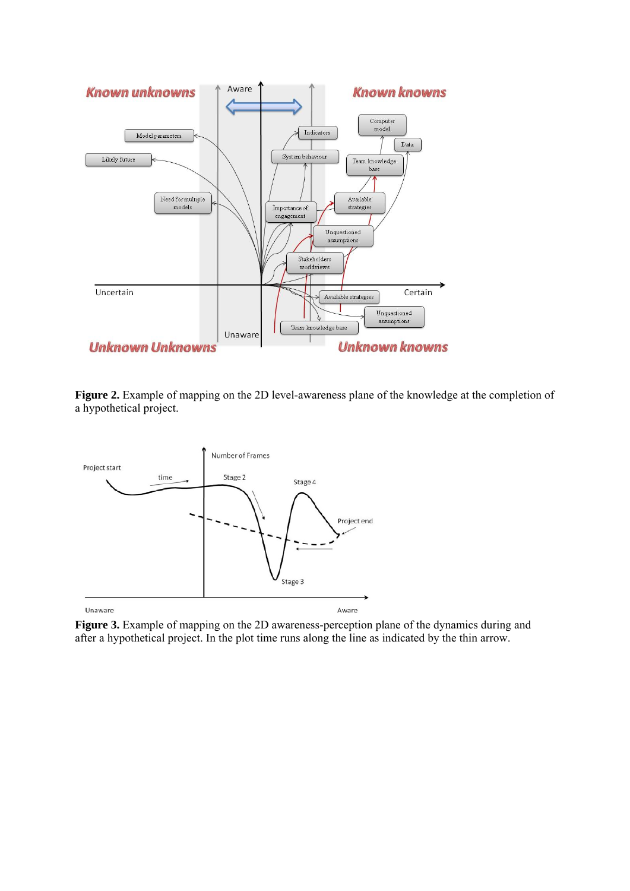**Figure 2.** Example of mapping on the 2D level-awareness plane of the knowledge at the completion of a hypothetical project.

**Figure 3.** Example of mapping on the 2D awareness-perception plane of the dynamics during and after a hypothetical project. In the plot time runs along the line as indicated by the thin arrow.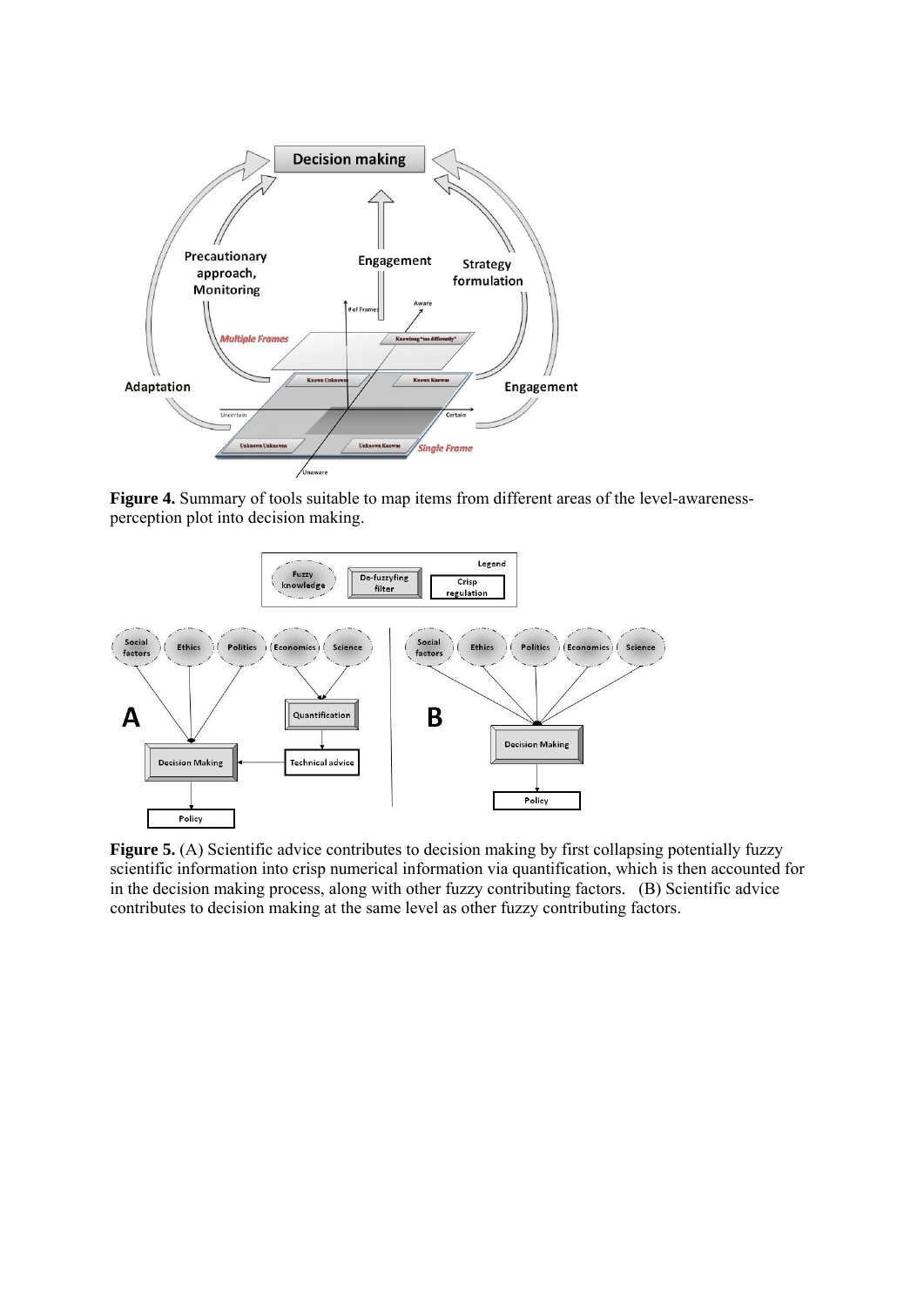**Figure 4.** Summary of tools suitable to map items from different areas of the level-awareness-perception plot into decision making.

**Figure 5.** (A) Scientific advice contributes to decision making by first collapsing potentially fuzzy scientific information into crisp numerical information via quantification, which is then accounted for in the decision making process, along with other fuzzy contributing factors. (B) Scientific advice contributes to decision making at the same level as other fuzzy contributing factors.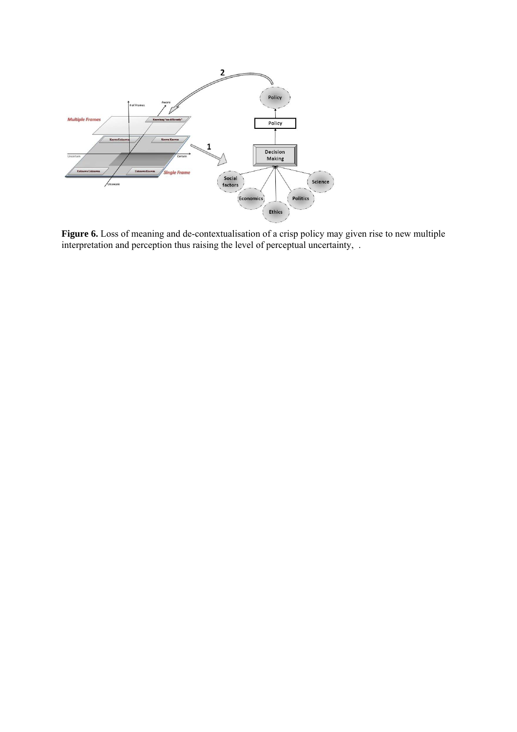**Figure 6.** Loss of meaning and de-contextualisation of a crisp policy may given rise to new multiple interpretation and perception thus raising the level of perceptual uncertainty, .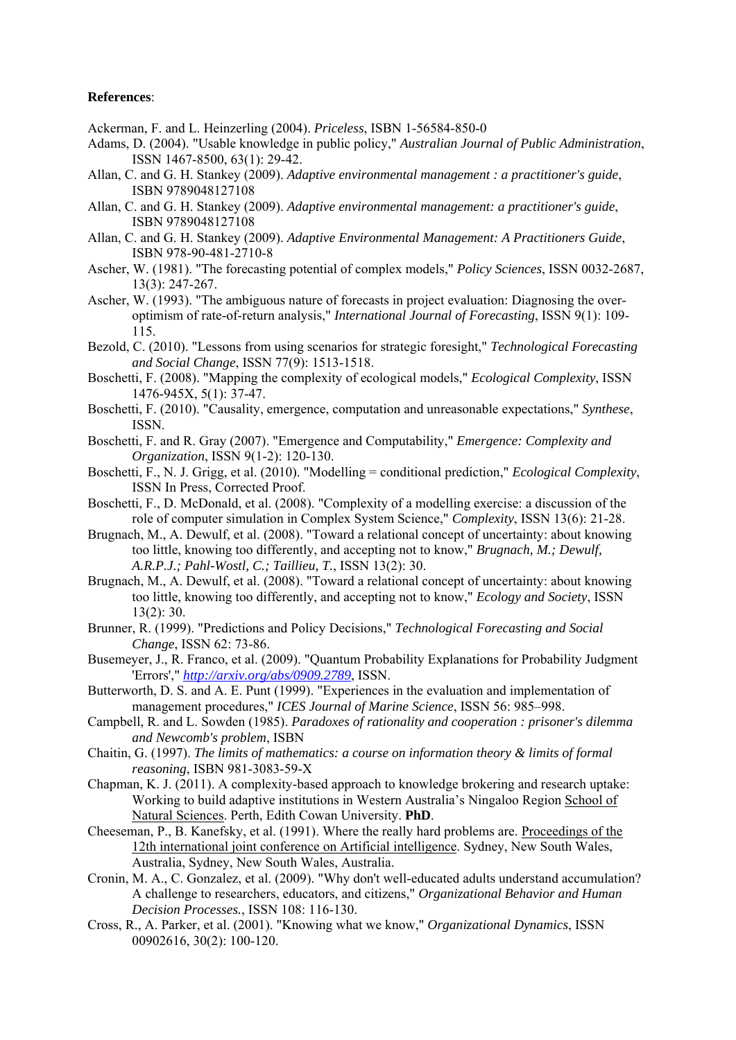**References**:

Ackerman, F. and L. Heinzerling (2004). *Priceless*, ISBN 1-56584-850-0

Adams, D. (2004). "Usable knowledge in public policy," *Australian Journal of Public Administration*, ISSN 1467-8500, 63(1): 29-42.

Allan, C. and G. H. Stankey (2009). *Adaptive environmental management : a practitioner's guide*, ISBN 9789048127108

Allan, C. and G. H. Stankey (2009). *Adaptive environmental management: a practitioner's guide*, ISBN 9789048127108

Allan, C. and G. H. Stankey (2009). *Adaptive Environmental Management: A Practitioners Guide*, ISBN 978-90-481-2710-8

Ascher, W. (1981). "The forecasting potential of complex models," *Policy Sciences*, ISSN 0032-2687, 13(3): 247-267.

Ascher, W. (1993). "The ambiguous nature of forecasts in project evaluation: Diagnosing the over-optimism of rate-of-return analysis," *International Journal of Forecasting*, ISSN 9(1): 109-115.

Bezold, C. (2010). "Lessons from using scenarios for strategic foresight," *Technological Forecasting and Social Change*, ISSN 77(9): 1513-1518.

Boschetti, F. (2008). "Mapping the complexity of ecological models," *Ecological Complexity*, ISSN 1476-945X, 5(1): 37-47.

Boschetti, F. (2010). "Causality, emergence, computation and unreasonable expectations," *Synthese*, ISSN.

Boschetti, F. and R. Gray (2007). "Emergence and Computability," *Emergence: Complexity and Organization*, ISSN 9(1-2): 120-130.

Boschetti, F., N. J. Grigg, et al. (2010). "Modelling = conditional prediction," *Ecological Complexity*, ISSN In Press, Corrected Proof.

Boschetti, F., D. McDonald, et al. (2008). "Complexity of a modelling exercise: a discussion of the role of computer simulation in Complex System Science," *Complexity*, ISSN 13(6): 21-28.

Brugnach, M., A. Dewulf, et al. (2008). "Toward a relational concept of uncertainty: about knowing too little, knowing too differently, and accepting not to know," *Brugnach, M.; Dewulf, A.R.P.J.; Pahl-Wostl, C.; Taillieu, T.*, ISSN 13(2): 30.

Brugnach, M., A. Dewulf, et al. (2008). "Toward a relational concept of uncertainty: about knowing too little, knowing too differently, and accepting not to know," *Ecology and Society*, ISSN 13(2): 30.

Brunner, R. (1999). "Predictions and Policy Decisions," *Technological Forecasting and Social Change*, ISSN 62: 73-86.

Busemeyer, J., R. Franco, et al. (2009). "Quantum Probability Explanations for Probability Judgment 'Errors'," *http://arxiv.org/abs/0909.2789*, ISSN.

Butterworth, D. S. and A. E. Punt (1999). "Experiences in the evaluation and implementation of management procedures," *ICES Journal of Marine Science*, ISSN 56: 985–998.

Campbell, R. and L. Sowden (1985). *Paradoxes of rationality and cooperation : prisoner's dilemma and Newcomb's problem*, ISBN

Chaitin, G. (1997). *The limits of mathematics: a course on information theory & limits of formal reasoning*, ISBN 981-3083-59-X

Chapman, K. J. (2011). A complexity-based approach to knowledge brokering and research uptake: Working to build adaptive institutions in Western Australia's Ningaloo Region School of Natural Sciences. Perth, Edith Cowan University. **PhD**.

Cheeseman, P., B. Kanefsky, et al. (1991). Where the really hard problems are. Proceedings of the 12th international joint conference on Artificial intelligence. Sydney, New South Wales, Australia, Sydney, New South Wales, Australia.

Cronin, M. A., C. Gonzalez, et al. (2009). "Why don't well-educated adults understand accumulation? A challenge to researchers, educators, and citizens," *Organizational Behavior and Human Decision Processes.*, ISSN 108: 116-130.

Cross, R., A. Parker, et al. (2001). "Knowing what we know," *Organizational Dynamics*, ISSN 00902616, 30(2): 100-120.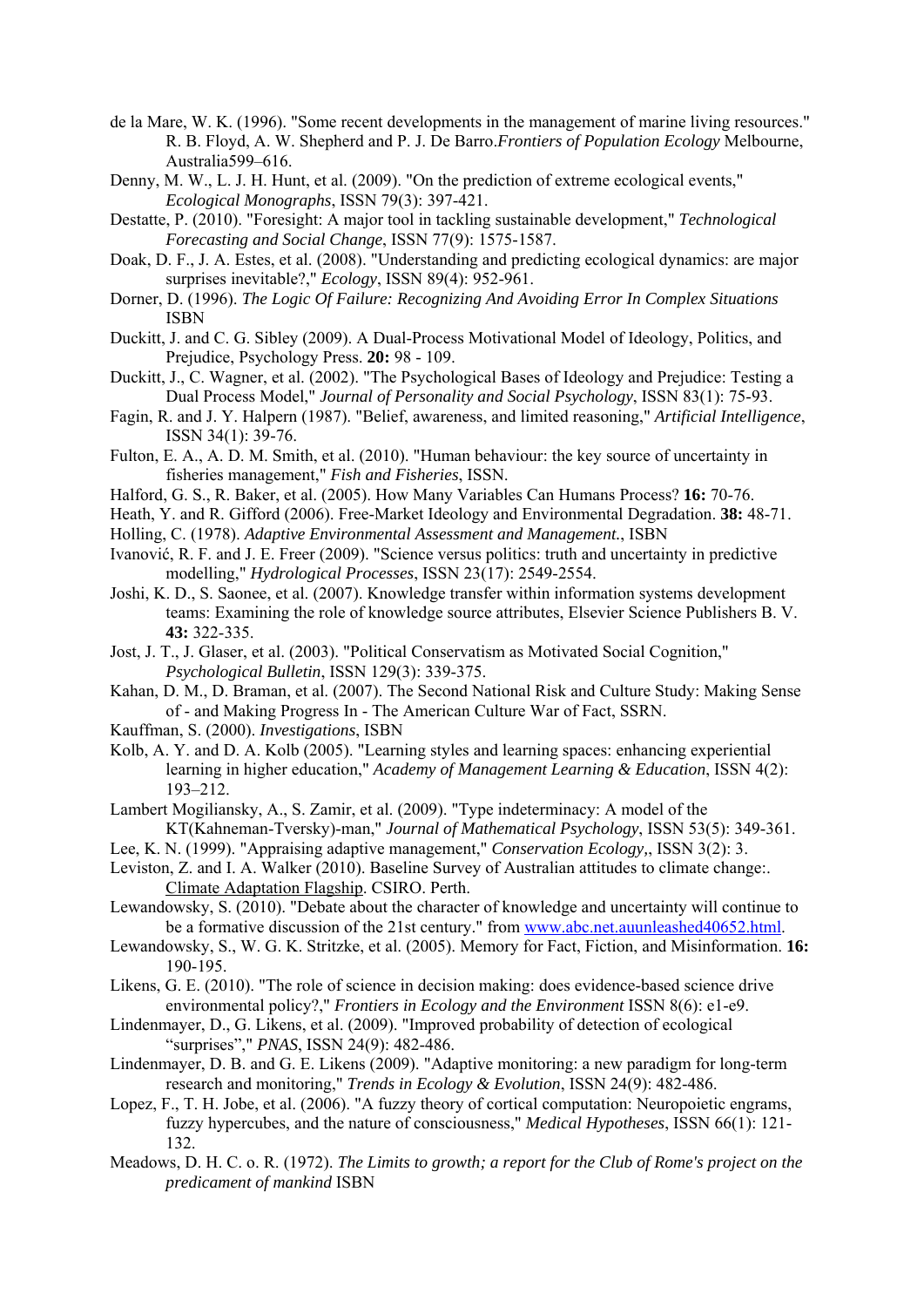de la Mare, W. K. (1996). "Some recent developments in the management of marine living resources." R. B. Floyd, A. W. Shepherd and P. J. De Barro.*Frontiers of Population Ecology* Melbourne, Australia599–616.

Denny, M. W., L. J. H. Hunt, et al. (2009). "On the prediction of extreme ecological events," *Ecological Monographs*, ISSN 79(3): 397-421.

Destatte, P. (2010). "Foresight: A major tool in tackling sustainable development," *Technological Forecasting and Social Change*, ISSN 77(9): 1575-1587.

Doak, D. F., J. A. Estes, et al. (2008). "Understanding and predicting ecological dynamics: are major surprises inevitable?," *Ecology*, ISSN 89(4): 952-961.

Dorner, D. (1996). *The Logic Of Failure: Recognizing And Avoiding Error In Complex Situations* ISBN

Duckitt, J. and C. G. Sibley (2009). A Dual-Process Motivational Model of Ideology, Politics, and Prejudice, Psychology Press. **20:** 98 - 109.

Duckitt, J., C. Wagner, et al. (2002). "The Psychological Bases of Ideology and Prejudice: Testing a Dual Process Model," *Journal of Personality and Social Psychology*, ISSN 83(1): 75-93.

Fagin, R. and J. Y. Halpern (1987). "Belief, awareness, and limited reasoning," *Artificial Intelligence*, ISSN 34(1): 39-76.

Fulton, E. A., A. D. M. Smith, et al. (2010). "Human behaviour: the key source of uncertainty in fisheries management," *Fish and Fisheries*, ISSN.

Halford, G. S., R. Baker, et al. (2005). How Many Variables Can Humans Process? **16:** 70-76.

Heath, Y. and R. Gifford (2006). Free-Market Ideology and Environmental Degradation. **38:** 48-71.

Holling, C. (1978). *Adaptive Environmental Assessment and Management.*, ISBN

Ivanović, R. F. and J. E. Freer (2009). "Science versus politics: truth and uncertainty in predictive modelling," *Hydrological Processes*, ISSN 23(17): 2549-2554.

Joshi, K. D., S. Saonee, et al. (2007). Knowledge transfer within information systems development teams: Examining the role of knowledge source attributes, Elsevier Science Publishers B. V. **43:** 322-335.

Jost, J. T., J. Glaser, et al. (2003). "Political Conservatism as Motivated Social Cognition," *Psychological Bulletin*, ISSN 129(3): 339-375.

Kahan, D. M., D. Braman, et al. (2007). The Second National Risk and Culture Study: Making Sense of - and Making Progress In - The American Culture War of Fact, SSRN.

Kauffman, S. (2000). *Investigations*, ISBN

Kolb, A. Y. and D. A. Kolb (2005). "Learning styles and learning spaces: enhancing experiential learning in higher education," *Academy of Management Learning & Education*, ISSN 4(2): 193–212.

Lambert Mogiliansky, A., S. Zamir, et al. (2009). "Type indeterminacy: A model of the KT(Kahneman-Tversky)-man," *Journal of Mathematical Psychology*, ISSN 53(5): 349-361.

Lee, K. N. (1999). "Appraising adaptive management," *Conservation Ecology*,, ISSN 3(2): 3.

Leviston, Z. and I. A. Walker (2010). Baseline Survey of Australian attitudes to climate change:. Climate Adaptation Flagship. CSIRO. Perth.

Lewandowsky, S. (2010). "Debate about the character of knowledge and uncertainty will continue to be a formative discussion of the 21st century." from www.abc.net.auunleashed40652.html.

Lewandowsky, S., W. G. K. Stritzke, et al. (2005). Memory for Fact, Fiction, and Misinformation. **16:** 190-195.

Likens, G. E. (2010). "The role of science in decision making: does evidence-based science drive environmental policy?," *Frontiers in Ecology and the Environment* ISSN 8(6): e1-e9.

Lindenmayer, D., G. Likens, et al. (2009). "Improved probability of detection of ecological "surprises"," *PNAS*, ISSN 24(9): 482-486.

Lindenmayer, D. B. and G. E. Likens (2009). "Adaptive monitoring: a new paradigm for long-term research and monitoring," *Trends in Ecology & Evolution*, ISSN 24(9): 482-486.

Lopez, F., T. H. Jobe, et al. (2006). "A fuzzy theory of cortical computation: Neuropoietic engrams, fuzzy hypercubes, and the nature of consciousness," *Medical Hypotheses*, ISSN 66(1): 121-132.

Meadows, D. H. C. o. R. (1972). *The Limits to growth; a report for the Club of Rome's project on the predicament of mankind* ISBN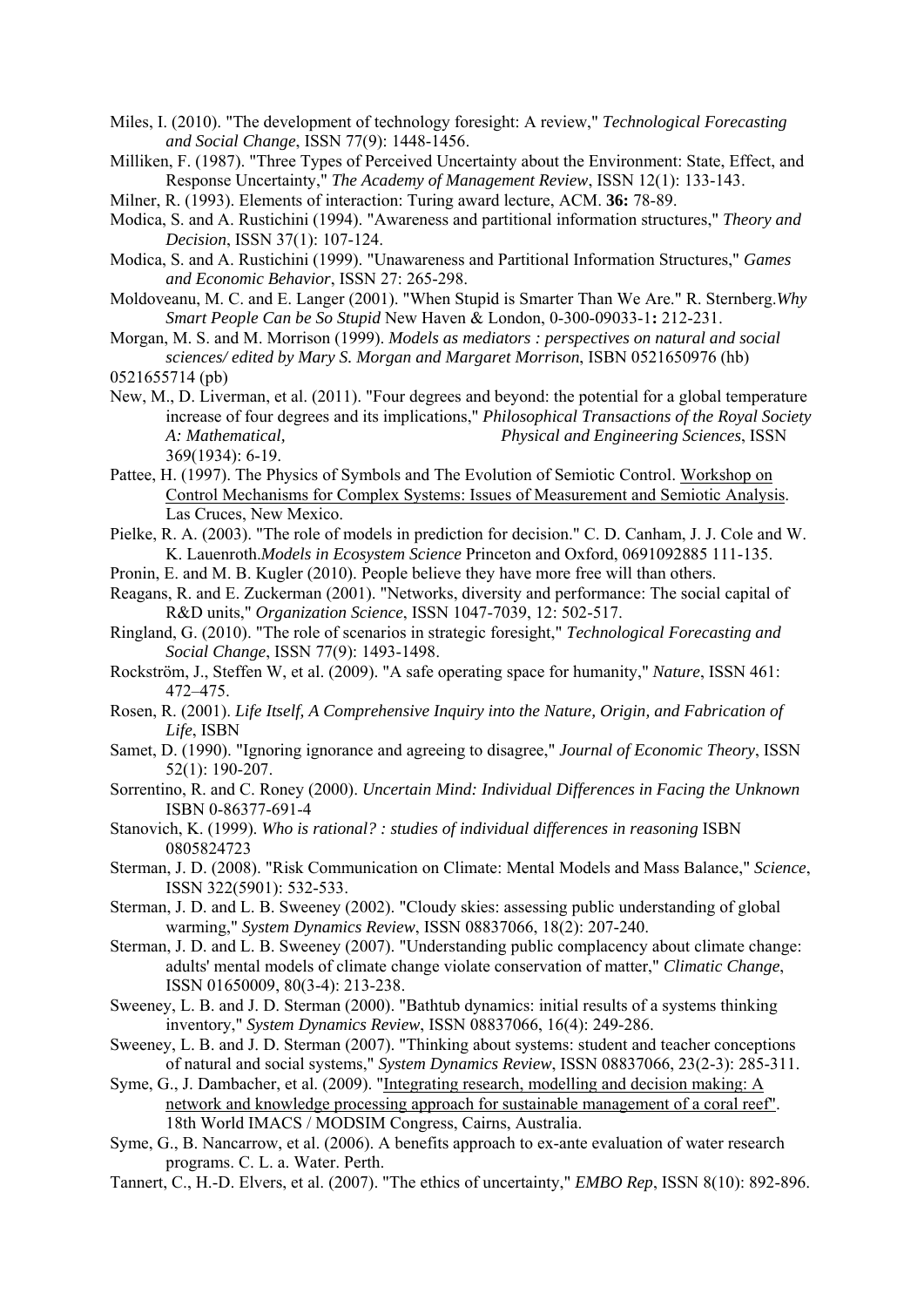Miles, I. (2010). "The development of technology foresight: A review," *Technological Forecasting and Social Change*, ISSN 77(9): 1448-1456.

Milliken, F. (1987). "Three Types of Perceived Uncertainty about the Environment: State, Effect, and Response Uncertainty," *The Academy of Management Review*, ISSN 12(1): 133-143.

Milner, R. (1993). Elements of interaction: Turing award lecture, ACM. **36:** 78-89.

Modica, S. and A. Rustichini (1994). "Awareness and partitional information structures," *Theory and Decision*, ISSN 37(1): 107-124.

Modica, S. and A. Rustichini (1999). "Unawareness and Partitional Information Structures," *Games and Economic Behavior*, ISSN 27: 265-298.

Moldoveanu, M. C. and E. Langer (2001). "When Stupid is Smarter Than We Are." R. Sternberg.*Why Smart People Can be So Stupid* New Haven & London, 0-300-09033-1**:** 212-231.

Morgan, M. S. and M. Morrison (1999). *Models as mediators : perspectives on natural and social sciences/ edited by Mary S. Morgan and Margaret Morrison*, ISBN 0521650976 (hb) 0521655714 (pb)

New, M., D. Liverman, et al. (2011). "Four degrees and beyond: the potential for a global temperature increase of four degrees and its implications," *Philosophical Transactions of the Royal Society A: Mathematical, Physical and Engineering Sciences*, ISSN 369(1934): 6-19.

Pattee, H. (1997). The Physics of Symbols and The Evolution of Semiotic Control. Workshop on Control Mechanisms for Complex Systems: Issues of Measurement and Semiotic Analysis. Las Cruces, New Mexico.

Pielke, R. A. (2003). "The role of models in prediction for decision." C. D. Canham, J. J. Cole and W. K. Lauenroth.*Models in Ecosystem Science* Princeton and Oxford, 0691092885 111-135.

Pronin, E. and M. B. Kugler (2010). People believe they have more free will than others.

Reagans, R. and E. Zuckerman (2001). "Networks, diversity and performance: The social capital of R&D units," *Organization Science*, ISSN 1047-7039, 12: 502-517.

Ringland, G. (2010). "The role of scenarios in strategic foresight," *Technological Forecasting and Social Change*, ISSN 77(9): 1493-1498.

Rockström, J., Steffen W, et al. (2009). "A safe operating space for humanity," *Nature*, ISSN 461: 472–475.

Rosen, R. (2001). *Life Itself, A Comprehensive Inquiry into the Nature, Origin, and Fabrication of Life*, ISBN

Samet, D. (1990). "Ignoring ignorance and agreeing to disagree," *Journal of Economic Theory*, ISSN 52(1): 190-207.

Sorrentino, R. and C. Roney (2000). *Uncertain Mind: Individual Differences in Facing the Unknown* ISBN 0-86377-691-4

Stanovich, K. (1999). *Who is rational? : studies of individual differences in reasoning* ISBN 0805824723

Sterman, J. D. (2008). "Risk Communication on Climate: Mental Models and Mass Balance," *Science*, ISSN 322(5901): 532-533.

Sterman, J. D. and L. B. Sweeney (2002). "Cloudy skies: assessing public understanding of global warming," *System Dynamics Review*, ISSN 08837066, 18(2): 207-240.

Sterman, J. D. and L. B. Sweeney (2007). "Understanding public complacency about climate change: adults' mental models of climate change violate conservation of matter," *Climatic Change*, ISSN 01650009, 80(3-4): 213-238.

Sweeney, L. B. and J. D. Sterman (2000). "Bathtub dynamics: initial results of a systems thinking inventory," *System Dynamics Review*, ISSN 08837066, 16(4): 249-286.

Sweeney, L. B. and J. D. Sterman (2007). "Thinking about systems: student and teacher conceptions of natural and social systems," *System Dynamics Review*, ISSN 08837066, 23(2-3): 285-311.

Syme, G., J. Dambacher, et al. (2009). "Integrating research, modelling and decision making: A network and knowledge processing approach for sustainable management of a coral reef". 18th World IMACS / MODSIM Congress, Cairns, Australia.

Syme, G., B. Nancarrow, et al. (2006). A benefits approach to ex-ante evaluation of water research programs. C. L. a. Water. Perth.

Tannert, C., H.-D. Elvers, et al. (2007). "The ethics of uncertainty," *EMBO Rep*, ISSN 8(10): 892-896.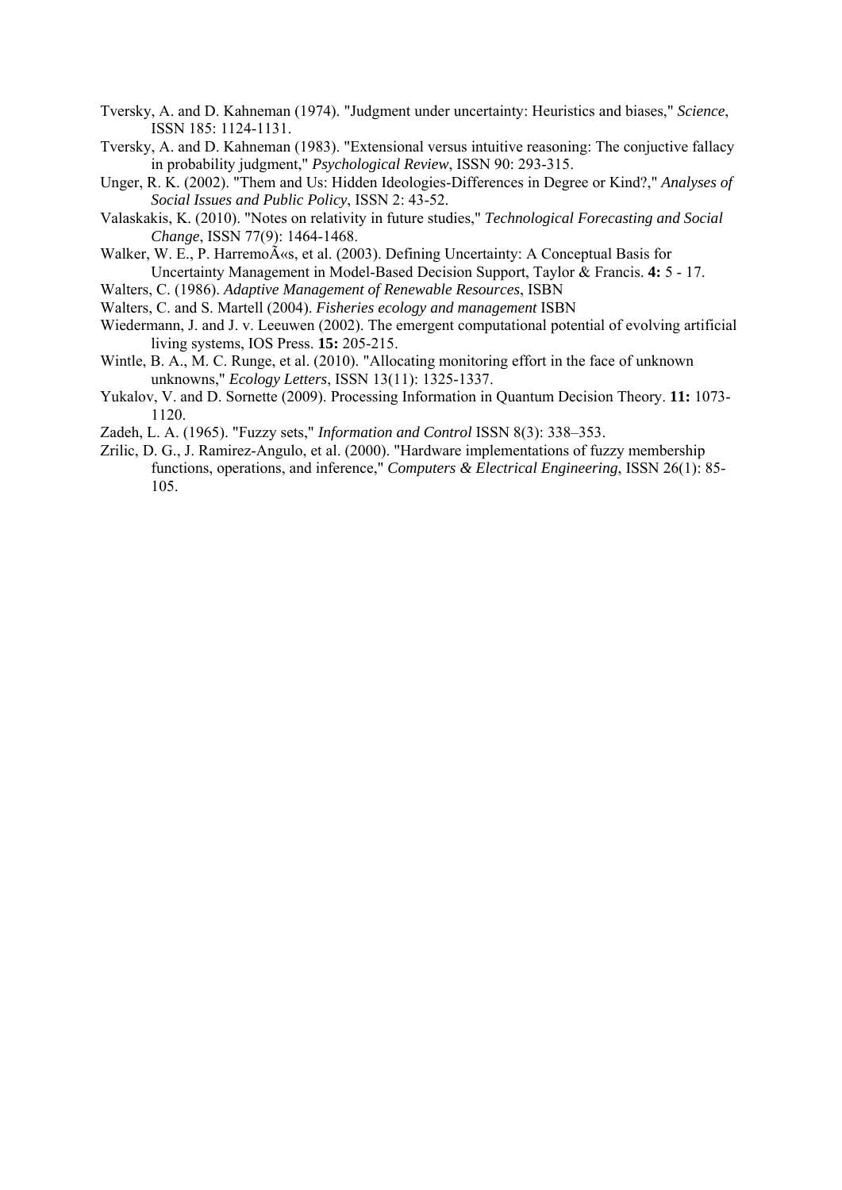Tversky, A. and D. Kahneman (1974). "Judgment under uncertainty: Heuristics and biases," *Science*, ISSN 185: 1124-1131.

Tversky, A. and D. Kahneman (1983). "Extensional versus intuitive reasoning: The conjuctive fallacy in probability judgment," *Psychological Review*, ISSN 90: 293-315.

Unger, R. K. (2002). "Them and Us: Hidden Ideologies-Differences in Degree or Kind?," *Analyses of Social Issues and Public Policy*, ISSN 2: 43-52.

Valaskakis, K. (2010). "Notes on relativity in future studies," *Technological Forecasting and Social Change*, ISSN 77(9): 1464-1468.

Walker, W. E., P. HarremoÃ«s, et al. (2003). Defining Uncertainty: A Conceptual Basis for Uncertainty Management in Model-Based Decision Support, Taylor & Francis. **4:** 5 - 17.

Walters, C. (1986). *Adaptive Management of Renewable Resources*, ISBN

Walters, C. and S. Martell (2004). *Fisheries ecology and management* ISBN

Wiedermann, J. and J. v. Leeuwen (2002). The emergent computational potential of evolving artificial living systems, IOS Press. **15:** 205-215.

Wintle, B. A., M. C. Runge, et al. (2010). "Allocating monitoring effort in the face of unknown unknowns," *Ecology Letters*, ISSN 13(11): 1325-1337.

Yukalov, V. and D. Sornette (2009). Processing Information in Quantum Decision Theory. **11:** 1073-1120.

Zadeh, L. A. (1965). "Fuzzy sets," *Information and Control* ISSN 8(3): 338–353.

Zrilic, D. G., J. Ramirez-Angulo, et al. (2000). "Hardware implementations of fuzzy membership functions, operations, and inference," *Computers & Electrical Engineering*, ISSN 26(1): 85-105.